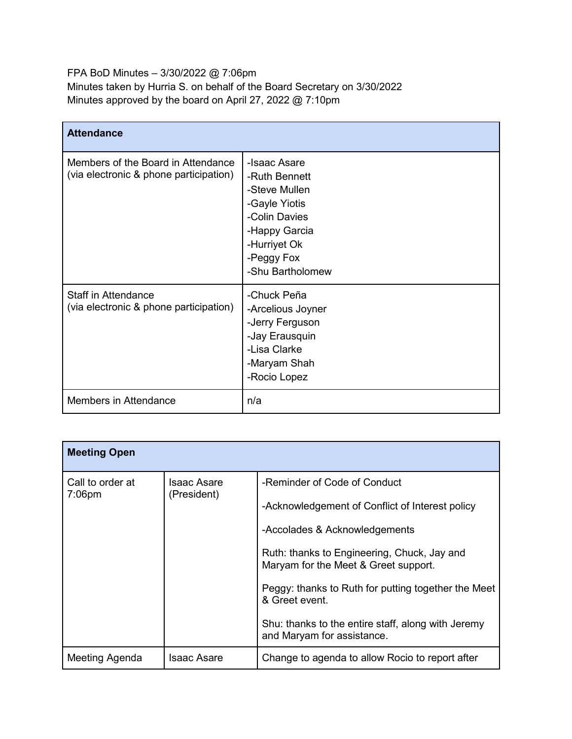FPA BoD Minutes – 3/30/2022 @ 7:06pm
Minutes taken by Hurria S. on behalf of the Board Secretary on 3/30/2022
Minutes approved by the board on April 27, 2022 @ 7:10pm

| **Attendance** | |
|---|---|
| Members of the Board in Attendance (via electronic & phone participation) | -Isaac Asare<br>-Ruth Bennett<br>-Steve Mullen<br>-Gayle Yiotis<br>-Colin Davies<br>-Happy Garcia<br>-Hurriyet Ok<br>-Peggy Fox<br>-Shu Bartholomew |
| Staff in Attendance (via electronic & phone participation) | -Chuck Peña<br>-Arcelious Joyner<br>-Jerry Ferguson<br>-Jay Erausquin<br>-Lisa Clarke<br>-Maryam Shah<br>-Rocio Lopez |
| Members in Attendance | n/a |

| **Meeting Open** | | |
|---|---|---|
| Call to order at 7:06pm | Isaac Asare (President) | -Reminder of Code of Conduct<br><br>-Acknowledgement of Conflict of Interest policy<br><br>-Accolades & Acknowledgements<br><br>Ruth: thanks to Engineering, Chuck, Jay and Maryam for the Meet & Greet support.<br><br>Peggy: thanks to Ruth for putting together the Meet & Greet event.<br><br>Shu: thanks to the entire staff, along with Jeremy and Maryam for assistance. |
| Meeting Agenda | Isaac Asare | Change to agenda to allow Rocio to report after |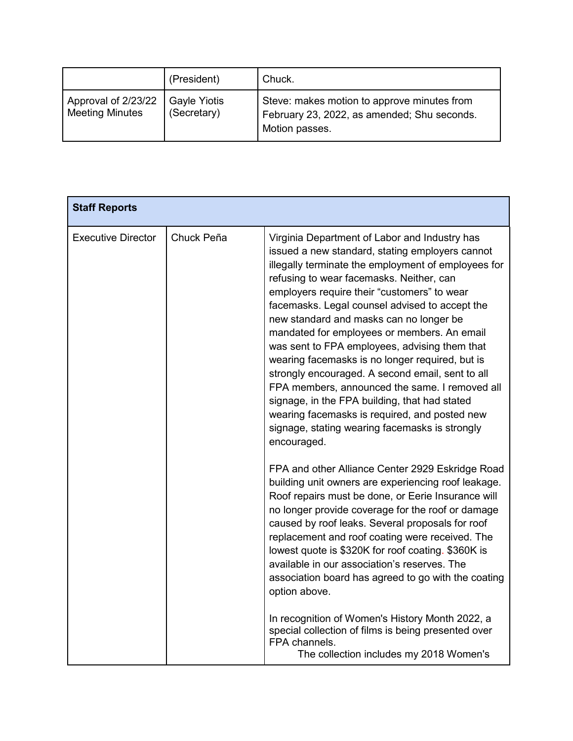|  | (President) | Chuck. |
| --- | --- | --- |
| Approval of 2/23/22 Meeting Minutes | Gayle Yiotis (Secretary) | Steve: makes motion to approve minutes from February 23, 2022, as amended; Shu seconds. Motion passes. |

| Staff Reports | | |
| --- | --- | --- |
| Executive Director | Chuck Peña | Virginia Department of Labor and Industry has issued a new standard, stating employers cannot illegally terminate the employment of employees for refusing to wear facemasks. Neither, can employers require their "customers" to wear facemasks. Legal counsel advised to accept the new standard and masks can no longer be mandated for employees or members. An email was sent to FPA employees, advising them that wearing facemasks is no longer required, but is strongly encouraged. A second email, sent to all FPA members, announced the same. I removed all signage, in the FPA building, that had stated wearing facemasks is required, and posted new signage, stating wearing facemasks is strongly encouraged.<br><br>FPA and other Alliance Center 2929 Eskridge Road building unit owners are experiencing roof leakage. Roof repairs must be done, or Eerie Insurance will no longer provide coverage for the roof or damage caused by roof leaks. Several proposals for roof replacement and roof coating were received. The lowest quote is $320K for roof coating. $360K is available in our association's reserves. The association board has agreed to go with the coating option above.<br><br>In recognition of Women's History Month 2022, a special collection of films is being presented over FPA channels.<br>The collection includes my 2018 Women's |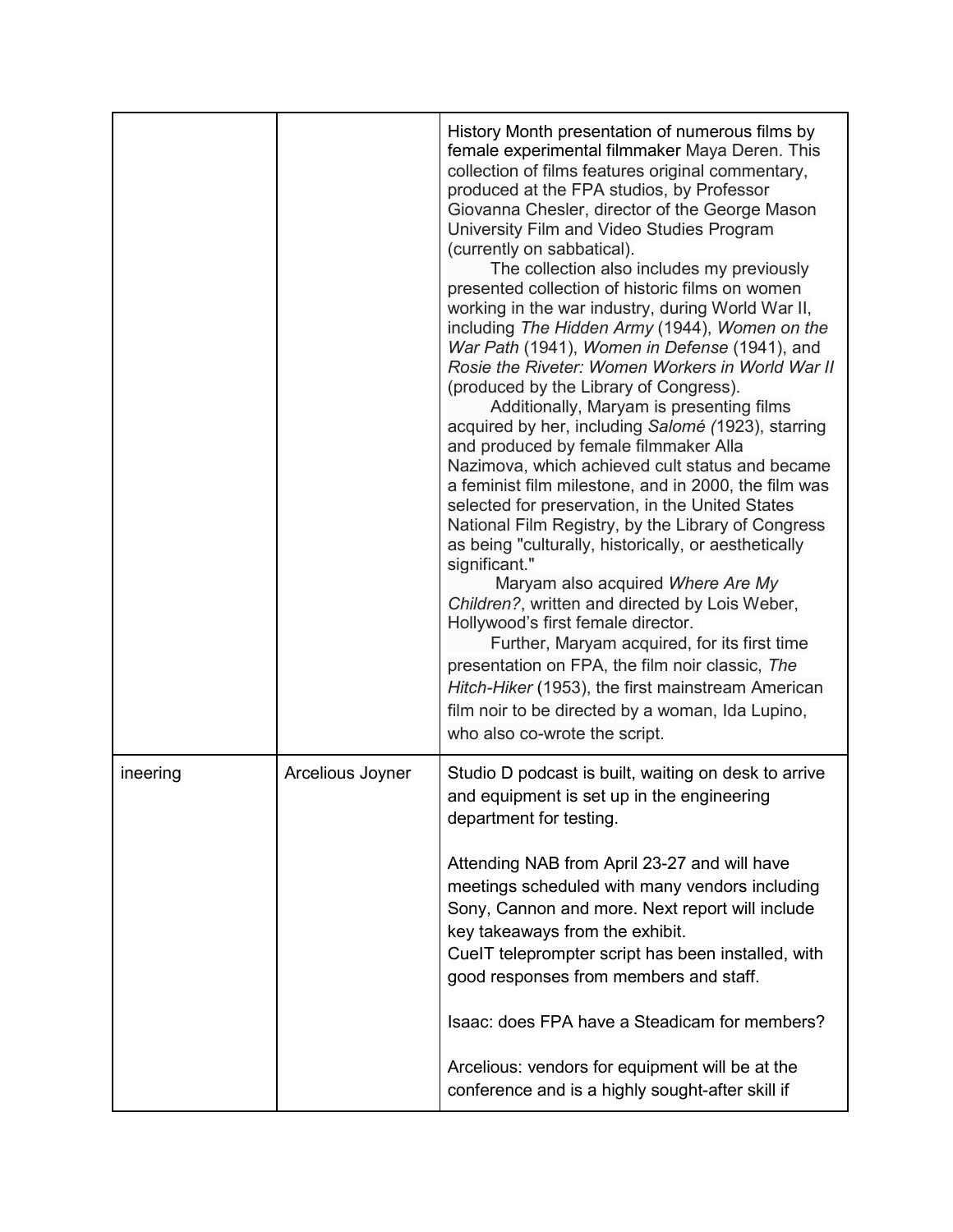| | | |
|---|---|---|
| | | History Month presentation of numerous films by female experimental filmmaker Maya Deren. This collection of films features original commentary, produced at the FPA studios, by Professor Giovanna Chesler, director of the George Mason University Film and Video Studies Program (currently on sabbatical).<br>The collection also includes my previously presented collection of historic films on women working in the war industry, during World War II, including *The Hidden Army* (1944), *Women on the War Path* (1941), *Women in Defense* (1941), and *Rosie the Riveter: Women Workers in World War II* (produced by the Library of Congress).<br>Additionally, Maryam is presenting films acquired by her, including *Salomé (*1923), starring and produced by female filmmaker Alla Nazimova, which achieved cult status and became a feminist film milestone, and in 2000, the film was selected for preservation, in the United States National Film Registry, by the Library of Congress as being "culturally, historically, or aesthetically significant."<br>Maryam also acquired *Where Are My Children?*, written and directed by Lois Weber, Hollywood's first female director.<br>Further, Maryam acquired, for its first time presentation on FPA, the film noir classic, *The Hitch-Hiker* (1953), the first mainstream American film noir to be directed by a woman, Ida Lupino, who also co-wrote the script. |
| ineering | Arcelious Joyner | Studio D podcast is built, waiting on desk to arrive and equipment is set up in the engineering department for testing.<br><br>Attending NAB from April 23-27 and will have meetings scheduled with many vendors including Sony, Cannon and more. Next report will include key takeaways from the exhibit.<br>CueIT teleprompter script has been installed, with good responses from members and staff.<br><br>Isaac: does FPA have a Steadicam for members?<br><br>Arcelious: vendors for equipment will be at the conference and is a highly sought-after skill if |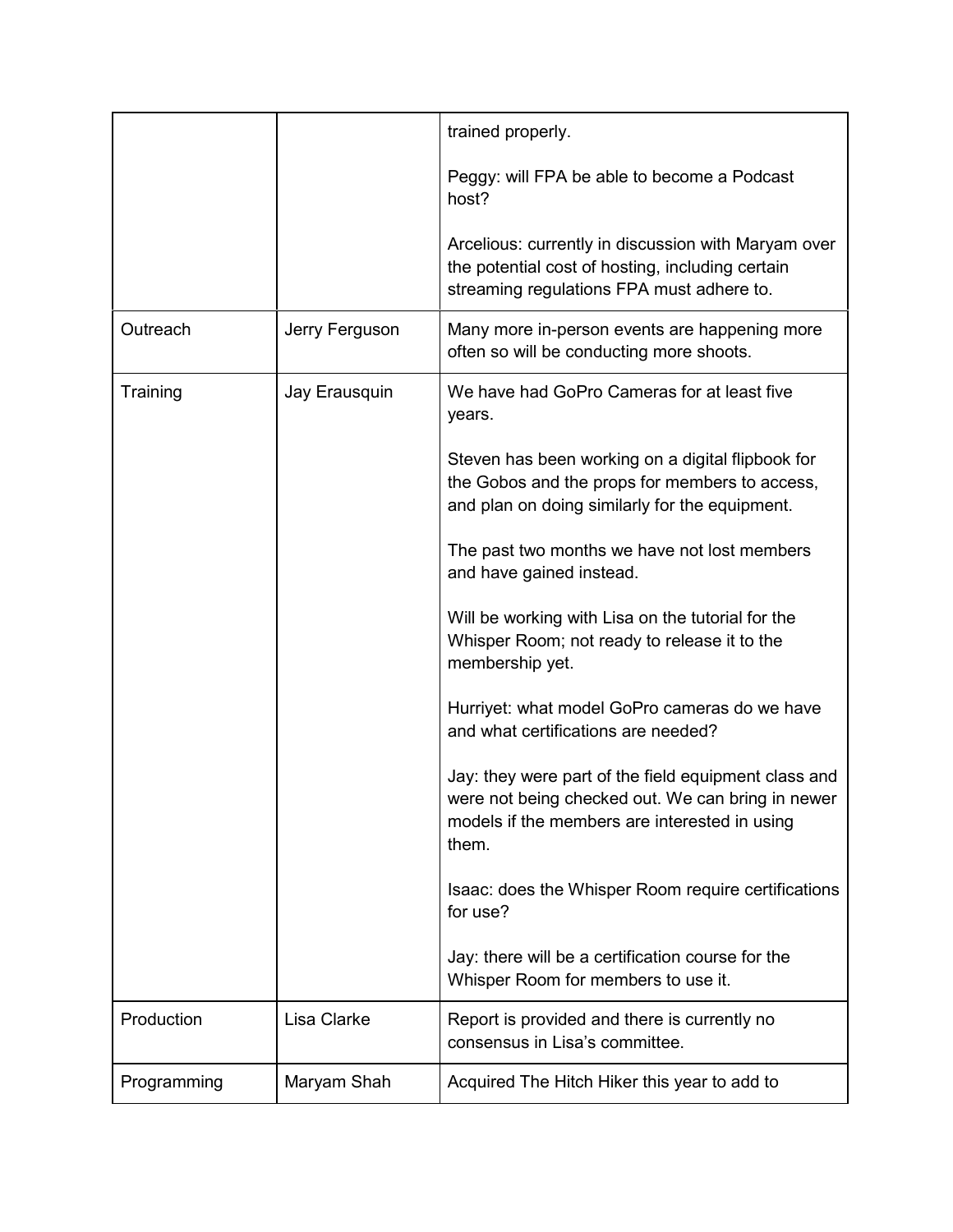| | | |
|---|---|---|
| | | trained properly.<br><br>Peggy: will FPA be able to become a Podcast host?<br><br>Arcelious: currently in discussion with Maryam over the potential cost of hosting, including certain streaming regulations FPA must adhere to. |
| Outreach | Jerry Ferguson | Many more in-person events are happening more often so will be conducting more shoots. |
| Training | Jay Erausquin | We have had GoPro Cameras for at least five years.<br><br>Steven has been working on a digital flipbook for the Gobos and the props for members to access, and plan on doing similarly for the equipment.<br><br>The past two months we have not lost members and have gained instead.<br><br>Will be working with Lisa on the tutorial for the Whisper Room; not ready to release it to the membership yet.<br><br>Hurriyet: what model GoPro cameras do we have and what certifications are needed?<br><br>Jay: they were part of the field equipment class and were not being checked out. We can bring in newer models if the members are interested in using them.<br><br>Isaac: does the Whisper Room require certifications for use?<br><br>Jay: there will be a certification course for the Whisper Room for members to use it. |
| Production | Lisa Clarke | Report is provided and there is currently no consensus in Lisa's committee. |
| Programming | Maryam Shah | Acquired The Hitch Hiker this year to add to |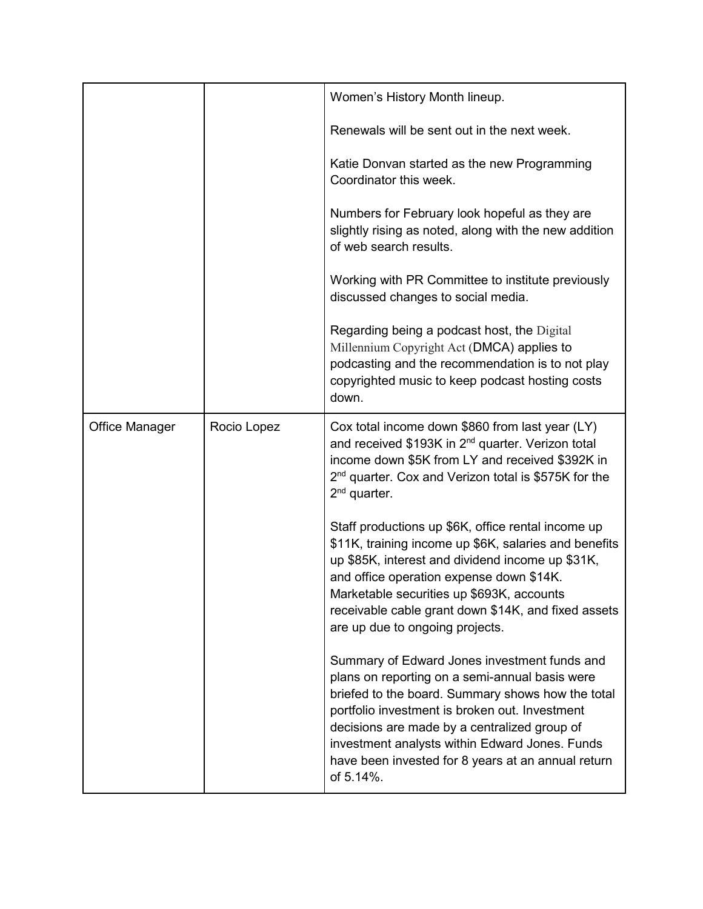| | | |
|---|---|---|
| | | Women's History Month lineup.<br><br>Renewals will be sent out in the next week.<br><br>Katie Donvan started as the new Programming Coordinator this week.<br><br>Numbers for February look hopeful as they are slightly rising as noted, along with the new addition of web search results.<br><br>Working with PR Committee to institute previously discussed changes to social media.<br><br>Regarding being a podcast host, the Digital Millennium Copyright Act (DMCA) applies to podcasting and the recommendation is to not play copyrighted music to keep podcast hosting costs down. |
| Office Manager | Rocio Lopez | Cox total income down $860 from last year (LY) and received $193K in 2nd quarter. Verizon total income down $5K from LY and received $392K in 2nd quarter. Cox and Verizon total is $575K for the 2nd quarter.<br><br>Staff productions up $6K, office rental income up $11K, training income up $6K, salaries and benefits up $85K, interest and dividend income up $31K, and office operation expense down $14K. Marketable securities up $693K, accounts receivable cable grant down $14K, and fixed assets are up due to ongoing projects.<br><br>Summary of Edward Jones investment funds and plans on reporting on a semi-annual basis were briefed to the board. Summary shows how the total portfolio investment is broken out. Investment decisions are made by a centralized group of investment analysts within Edward Jones. Funds have been invested for 8 years at an annual return of 5.14%. |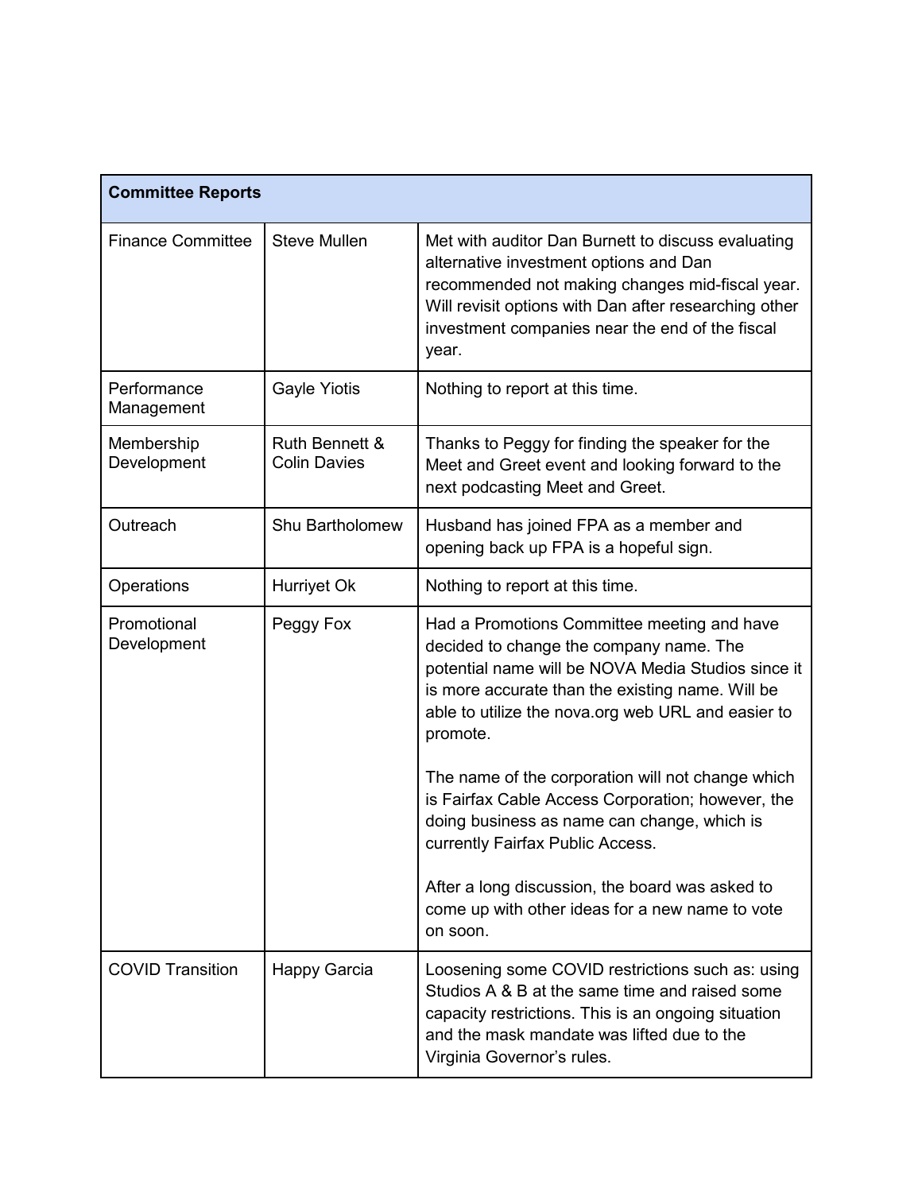| Committee Reports | | |
|---|---|---|
| Finance Committee | Steve Mullen | Met with auditor Dan Burnett to discuss evaluating alternative investment options and Dan recommended not making changes mid-fiscal year. Will revisit options with Dan after researching other investment companies near the end of the fiscal year. |
| Performance Management | Gayle Yiotis | Nothing to report at this time. |
| Membership Development | Ruth Bennett & Colin Davies | Thanks to Peggy for finding the speaker for the Meet and Greet event and looking forward to the next podcasting Meet and Greet. |
| Outreach | Shu Bartholomew | Husband has joined FPA as a member and opening back up FPA is a hopeful sign. |
| Operations | Hurriyet Ok | Nothing to report at this time. |
| Promotional Development | Peggy Fox | Had a Promotions Committee meeting and have decided to change the company name. The potential name will be NOVA Media Studios since it is more accurate than the existing name. Will be able to utilize the nova.org web URL and easier to promote.<br><br>The name of the corporation will not change which is Fairfax Cable Access Corporation; however, the doing business as name can change, which is currently Fairfax Public Access.<br><br>After a long discussion, the board was asked to come up with other ideas for a new name to vote on soon. |
| COVID Transition | Happy Garcia | Loosening some COVID restrictions such as: using Studios A & B at the same time and raised some capacity restrictions. This is an ongoing situation and the mask mandate was lifted due to the Virginia Governor's rules. |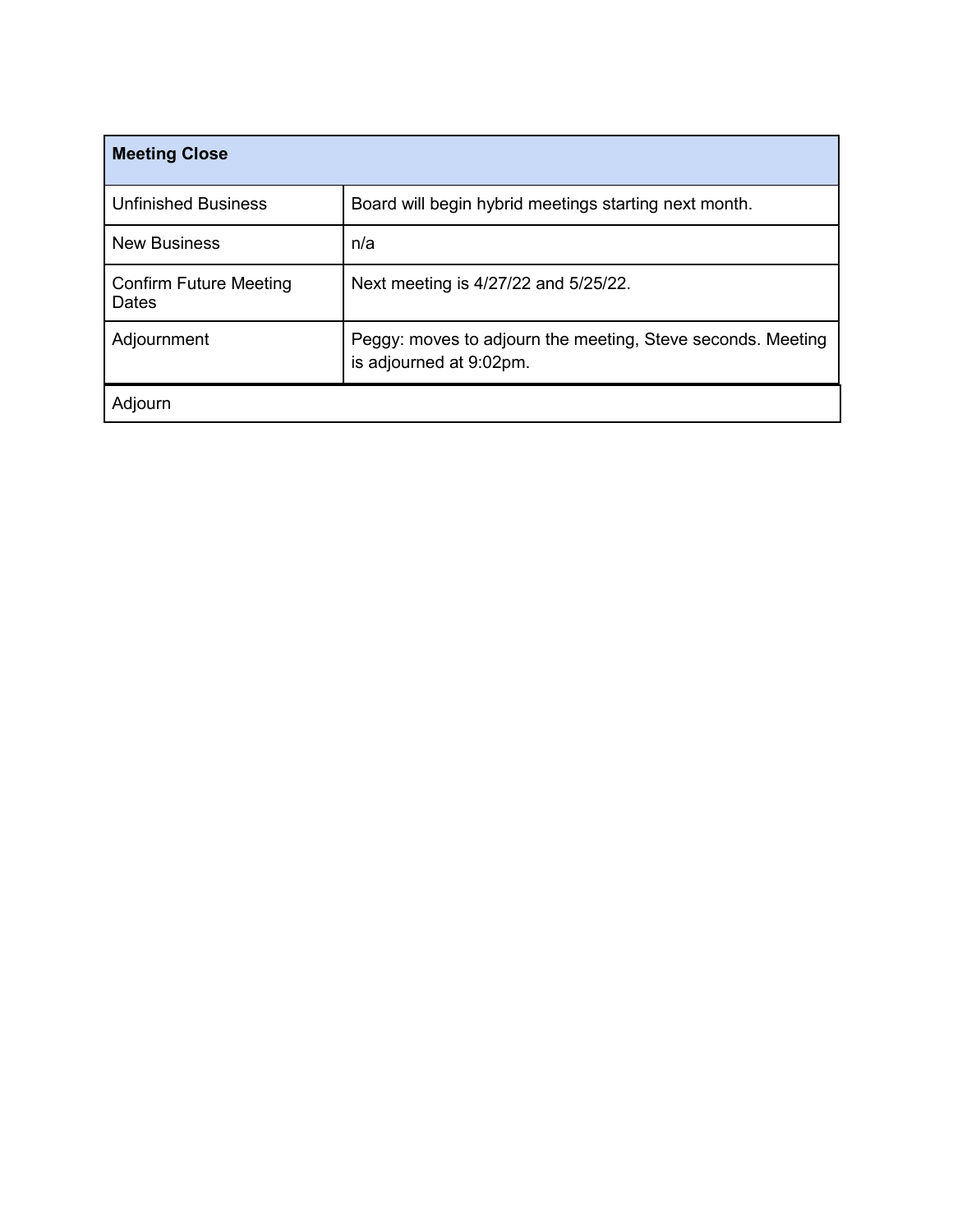| Meeting Close | |
|---|---|
| Unfinished Business | Board will begin hybrid meetings starting next month. |
| New Business | n/a |
| Confirm Future Meeting Dates | Next meeting is 4/27/22 and 5/25/22. |
| Adjournment | Peggy: moves to adjourn the meeting, Steve seconds. Meeting is adjourned at 9:02pm. |
| Adjourn | |